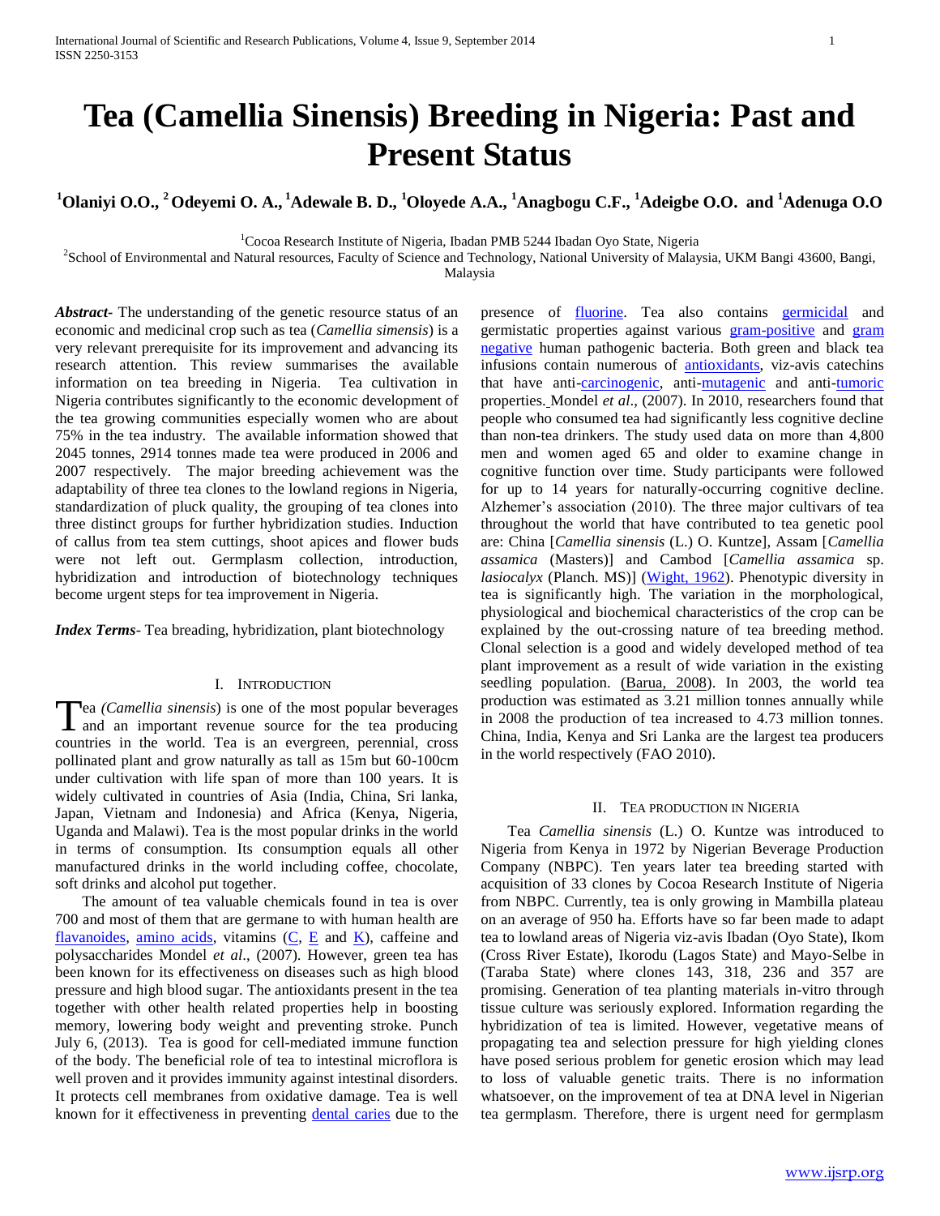# Tea (Camellia Sinensis) Breeding in Nigeria: Past and Present Status

**[1]Olaniyi O.O., [2]Odeyemi O. A., [1]Adewale B. D., [1]Oloyede A.A., [1]Anagbogu C.F., [1]Adeigbe O.O. and [1]Adenuga O.O**

[1]Cocoa Research Institute of Nigeria, Ibadan PMB 5244 Ibadan Oyo State, Nigeria
[2]School of Environmental and Natural resources, Faculty of Science and Technology, National University of Malaysia, UKM Bangi 43600, Bangi, Malaysia

***Abstract*-** The understanding of the genetic resource status of an economic and medicinal crop such as tea (*Camellia simensis*) is a very relevant prerequisite for its improvement and advancing its research attention. This review summarises the available information on tea breeding in Nigeria. Tea cultivation in Nigeria contributes significantly to the economic development of the tea growing communities especially women who are about 75% in the tea industry. The available information showed that 2045 tonnes, 2914 tonnes made tea were produced in 2006 and 2007 respectively. The major breeding achievement was the adaptability of three tea clones to the lowland regions in Nigeria, standardization of pluck quality, the grouping of tea clones into three distinct groups for further hybridization studies. Induction of callus from tea stem cuttings, shoot apices and flower buds were not left out. Germplasm collection, introduction, hybridization and introduction of biotechnology techniques become urgent steps for tea improvement in Nigeria.

***Index Terms*-** Tea breading, hybridization, plant biotechnology

## I. Introduction

Tea *(Camellia sinensis*) is one of the most popular beverages and an important revenue source for the tea producing countries in the world. Tea is an evergreen, perennial, cross pollinated plant and grow naturally as tall as 15m but 60-100cm under cultivation with life span of more than 100 years. It is widely cultivated in countries of Asia (India, China, Sri lanka, Japan, Vietnam and Indonesia) and Africa (Kenya, Nigeria, Uganda and Malawi). Tea is the most popular drinks in the world in terms of consumption. Its consumption equals all other manufactured drinks in the world including coffee, chocolate, soft drinks and alcohol put together.

The amount of tea valuable chemicals found in tea is over 700 and most of them that are germane to with human health are flavanoides, amino acids, vitamins (C, E and K), caffeine and polysaccharides Mondel *et al*., (2007). However, green tea has been known for its effectiveness on diseases such as high blood pressure and high blood sugar. The antioxidants present in the tea together with other health related properties help in boosting memory, lowering body weight and preventing stroke. Punch July 6, (2013). Tea is good for cell-mediated immune function of the body. The beneficial role of tea to intestinal microflora is well proven and it provides immunity against intestinal disorders. It protects cell membranes from oxidative damage. Tea is well known for it effectiveness in preventing dental caries due to the presence of fluorine. Tea also contains germicidal and germistatic properties against various gram-positive and gram negative human pathogenic bacteria. Both green and black tea infusions contain numerous of antioxidants, viz-avis catechins that have anti-carcinogenic, anti-mutagenic and anti-tumoric properties. Mondel *et al*., (2007). In 2010, researchers found that people who consumed tea had significantly less cognitive decline than non-tea drinkers. The study used data on more than 4,800 men and women aged 65 and older to examine change in cognitive function over time. Study participants were followed for up to 14 years for naturally-occurring cognitive decline. Alzhemer's association (2010). The three major cultivars of tea throughout the world that have contributed to tea genetic pool are: China [*Camellia sinensis* (L.) O. Kuntze], Assam [*Camellia assamica* (Masters)] and Cambod [*Camellia assamica* sp. *lasiocalyx* (Planch. MS)] (Wight, 1962). Phenotypic diversity in tea is significantly high. The variation in the morphological, physiological and biochemical characteristics of the crop can be explained by the out-crossing nature of tea breeding method. Clonal selection is a good and widely developed method of tea plant improvement as a result of wide variation in the existing seedling population. (Barua, 2008). In 2003, the world tea production was estimated as 3.21 million tonnes annually while in 2008 the production of tea increased to 4.73 million tonnes. China, India, Kenya and Sri Lanka are the largest tea producers in the world respectively (FAO 2010).

## II. Tea Production in Nigeria

Tea *Camellia sinensis* (L.) O. Kuntze was introduced to Nigeria from Kenya in 1972 by Nigerian Beverage Production Company (NBPC). Ten years later tea breeding started with acquisition of 33 clones by Cocoa Research Institute of Nigeria from NBPC. Currently, tea is only growing in Mambilla plateau on an average of 950 ha. Efforts have so far been made to adapt tea to lowland areas of Nigeria viz-avis Ibadan (Oyo State), Ikom (Cross River Estate), Ikorodu (Lagos State) and Mayo-Selbe in (Taraba State) where clones 143, 318, 236 and 357 are promising. Generation of tea planting materials in-vitro through tissue culture was seriously explored. Information regarding the hybridization of tea is limited. However, vegetative means of propagating tea and selection pressure for high yielding clones have posed serious problem for genetic erosion which may lead to loss of valuable genetic traits. There is no information whatsoever, on the improvement of tea at DNA level in Nigerian tea germplasm. Therefore, there is urgent need for germplasm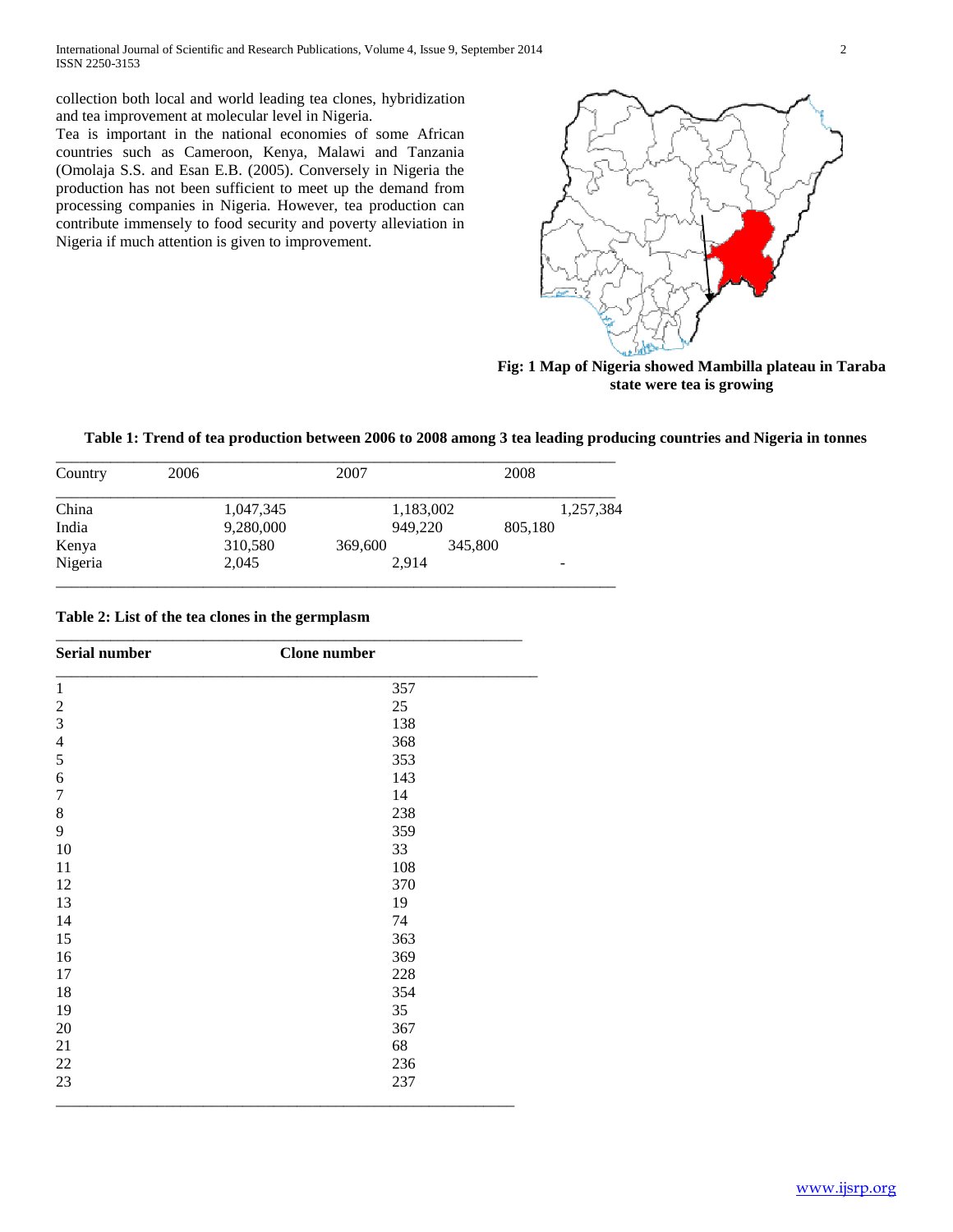collection both local and world leading tea clones, hybridization and tea improvement at molecular level in Nigeria.

Tea is important in the national economies of some African countries such as Cameroon, Kenya, Malawi and Tanzania (Omolaja S.S. and Esan E.B. (2005). Conversely in Nigeria the production has not been sufficient to meet up the demand from processing companies in Nigeria. However, tea production can contribute immensely to food security and poverty alleviation in Nigeria if much attention is given to improvement.

**Fig: 1 Map of Nigeria showed Mambilla plateau in Taraba state were tea is growing**

**Table 1: Trend of tea production between 2006 to 2008 among 3 tea leading producing countries and Nigeria in tonnes**

| Country | 2006 | 2007 | 2008 |
|---|---|---|---|
| China | 1,047,345 | 1,183,002 | 1,257,384 |
| India | 9,280,000 | 949,220 | 805,180 |
| Kenya | 310,580 | 369,600 | 345,800 |
| Nigeria | 2,045 | 2,914 | - |

**Table 2: List of the tea clones in the germplasm**

| Serial number | Clone number |
|---|---|
| 1 | 357 |
| 2 | 25 |
| 3 | 138 |
| 4 | 368 |
| 5 | 353 |
| 6 | 143 |
| 7 | 14 |
| 8 | 238 |
| 9 | 359 |
| 10 | 33 |
| 11 | 108 |
| 12 | 370 |
| 13 | 19 |
| 14 | 74 |
| 15 | 363 |
| 16 | 369 |
| 17 | 228 |
| 18 | 354 |
| 19 | 35 |
| 20 | 367 |
| 21 | 68 |
| 22 | 236 |
| 23 | 237 |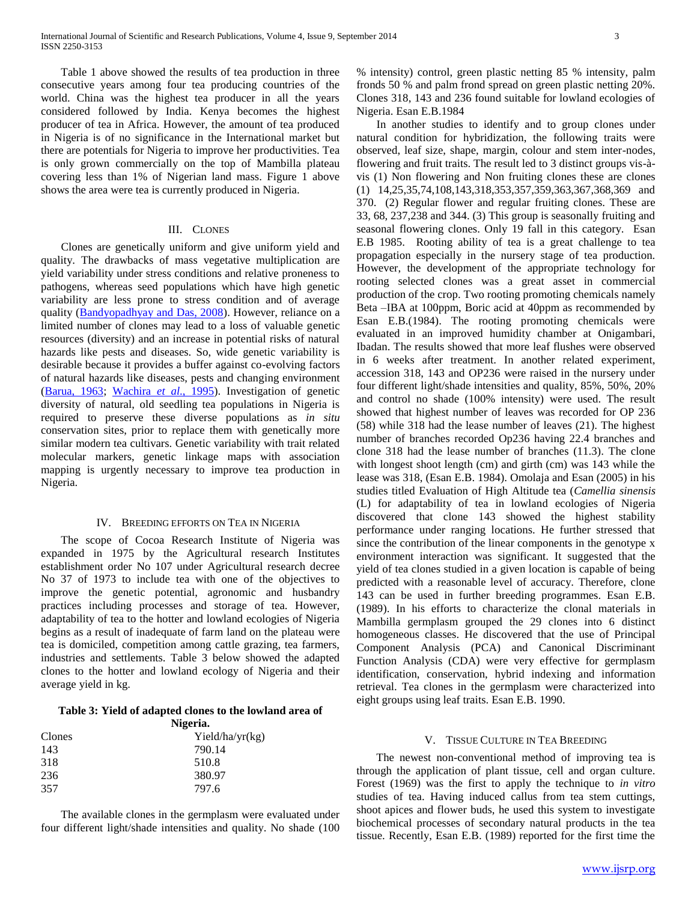Table 1 above showed the results of tea production in three consecutive years among four tea producing countries of the world. China was the highest tea producer in all the years considered followed by India. Kenya becomes the highest producer of tea in Africa. However, the amount of tea produced in Nigeria is of no significance in the International market but there are potentials for Nigeria to improve her productivities. Tea is only grown commercially on the top of Mambilla plateau covering less than 1% of Nigerian land mass. Figure 1 above shows the area were tea is currently produced in Nigeria.

## III. Clones

Clones are genetically uniform and give uniform yield and quality. The drawbacks of mass vegetative multiplication are yield variability under stress conditions and relative proneness to pathogens, whereas seed populations which have high genetic variability are less prone to stress condition and of average quality (Bandyopadhyay and Das, 2008). However, reliance on a limited number of clones may lead to a loss of valuable genetic resources (diversity) and an increase in potential risks of natural hazards like pests and diseases. So, wide genetic variability is desirable because it provides a buffer against co-evolving factors of natural hazards like diseases, pests and changing environment (Barua, 1963; Wachira *et al*., 1995). Investigation of genetic diversity of natural, old seedling tea populations in Nigeria is required to preserve these diverse populations as *in situ* conservation sites, prior to replace them with genetically more similar modern tea cultivars. Genetic variability with trait related molecular markers, genetic linkage maps with association mapping is urgently necessary to improve tea production in Nigeria.

## IV. Breeding Efforts on Tea in Nigeria

The scope of Cocoa Research Institute of Nigeria was expanded in 1975 by the Agricultural research Institutes establishment order No 107 under Agricultural research decree No 37 of 1973 to include tea with one of the objectives to improve the genetic potential, agronomic and husbandry practices including processes and storage of tea. However, adaptability of tea to the hotter and lowland ecologies of Nigeria begins as a result of inadequate of farm land on the plateau were tea is domiciled, competition among cattle grazing, tea farmers, industries and settlements. Table 3 below showed the adapted clones to the hotter and lowland ecology of Nigeria and their average yield in kg.

**Table 3: Yield of adapted clones to the lowland area of Nigeria.**

| Clones | Yield/ha/yr(kg) |
| --- | --- |
| 143 | 790.14 |
| 318 | 510.8 |
| 236 | 380.97 |
| 357 | 797.6 |

The available clones in the germplasm were evaluated under four different light/shade intensities and quality. No shade (100 % intensity) control, green plastic netting 85 % intensity, palm fronds 50 % and palm frond spread on green plastic netting 20%. Clones 318, 143 and 236 found suitable for lowland ecologies of Nigeria. Esan E.B.1984

In another studies to identify and to group clones under natural condition for hybridization, the following traits were observed, leaf size, shape, margin, colour and stem inter-nodes, flowering and fruit traits. The result led to 3 distinct groups vis-à-vis (1) Non flowering and Non fruiting clones these are clones (1) 14,25,35,74,108,143,318,353,357,359,363,367,368,369 and 370. (2) Regular flower and regular fruiting clones. These are 33, 68, 237,238 and 344. (3) This group is seasonally fruiting and seasonal flowering clones. Only 19 fall in this category. Esan E.B 1985. Rooting ability of tea is a great challenge to tea propagation especially in the nursery stage of tea production. However, the development of the appropriate technology for rooting selected clones was a great asset in commercial production of the crop. Two rooting promoting chemicals namely Beta –IBA at 100ppm, Boric acid at 40ppm as recommended by Esan E.B.(1984). The rooting promoting chemicals were evaluated in an improved humidity chamber at Onigambari, Ibadan. The results showed that more leaf flushes were observed in 6 weeks after treatment. In another related experiment, accession 318, 143 and OP236 were raised in the nursery under four different light/shade intensities and quality, 85%, 50%, 20% and control no shade (100% intensity) were used. The result showed that highest number of leaves was recorded for OP 236 (58) while 318 had the lease number of leaves (21). The highest number of branches recorded Op236 having 22.4 branches and clone 318 had the lease number of branches (11.3). The clone with longest shoot length (cm) and girth (cm) was 143 while the lease was 318, (Esan E.B. 1984). Omolaja and Esan (2005) in his studies titled Evaluation of High Altitude tea (*Camellia sinensis* (L) for adaptability of tea in lowland ecologies of Nigeria discovered that clone 143 showed the highest stability performance under ranging locations. He further stressed that since the contribution of the linear components in the genotype x environment interaction was significant. It suggested that the yield of tea clones studied in a given location is capable of being predicted with a reasonable level of accuracy. Therefore, clone 143 can be used in further breeding programmes. Esan E.B. (1989). In his efforts to characterize the clonal materials in Mambilla germplasm grouped the 29 clones into 6 distinct homogeneous classes. He discovered that the use of Principal Component Analysis (PCA) and Canonical Discriminant Function Analysis (CDA) were very effective for germplasm identification, conservation, hybrid indexing and information retrieval. Tea clones in the germplasm were characterized into eight groups using leaf traits. Esan E.B. 1990.

## V. Tissue Culture in Tea Breeding

The newest non-conventional method of improving tea is through the application of plant tissue, cell and organ culture. Forest (1969) was the first to apply the technique to *in vitro* studies of tea. Having induced callus from tea stem cuttings, shoot apices and flower buds, he used this system to investigate biochemical processes of secondary natural products in the tea tissue. Recently, Esan E.B. (1989) reported for the first time the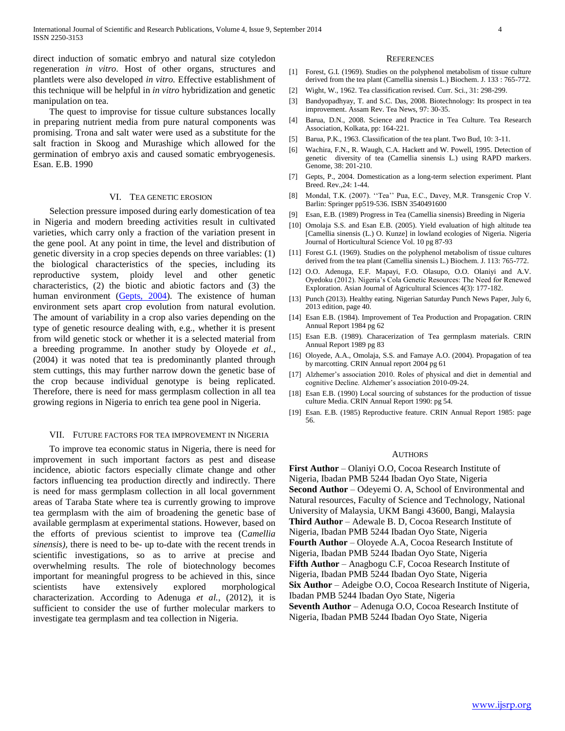direct induction of somatic embryo and natural size cotyledon regeneration *in vitro*. Host of other organs, structures and plantlets were also developed *in vitro.* Effective establishment of this technique will be helpful in *in vitro* hybridization and genetic manipulation on tea.

The quest to improvise for tissue culture substances locally in preparing nutrient media from pure natural components was promising. Trona and salt water were used as a substitute for the salt fraction in Skoog and Murashige which allowed for the germination of embryo axis and caused somatic embryogenesis. Esan. E.B. 1990

## VI. TEA GENETIC EROSION

Selection pressure imposed during early domestication of tea in Nigeria and modern breeding activities result in cultivated varieties, which carry only a fraction of the variation present in the gene pool. At any point in time, the level and distribution of genetic diversity in a crop species depends on three variables: (1) the biological characteristics of the species, including its reproductive system, ploidy level and other genetic characteristics, (2) the biotic and abiotic factors and (3) the human environment (Gepts, 2004). The existence of human environment sets apart crop evolution from natural evolution. The amount of variability in a crop also varies depending on the type of genetic resource dealing with, e.g., whether it is present from wild genetic stock or whether it is a selected material from a breeding programme. In another study by Oloyede *et al.,* (2004) it was noted that tea is predominantly planted through stem cuttings, this may further narrow down the genetic base of the crop because individual genotype is being replicated. Therefore, there is need for mass germplasm collection in all tea growing regions in Nigeria to enrich tea gene pool in Nigeria.

## VII. FUTURE FACTORS FOR TEA IMPROVEMENT IN NIGERIA

To improve tea economic status in Nigeria, there is need for improvement in such important factors as pest and disease incidence, abiotic factors especially climate change and other factors influencing tea production directly and indirectly. There is need for mass germplasm collection in all local government areas of Taraba State where tea is currently growing to improve tea germplasm with the aim of broadening the genetic base of available germplasm at experimental stations. However, based on the efforts of previous scientist to improve tea (C*amellia sinensis)*, there is need to be- up to-date with the recent trends in scientific investigations, so as to arrive at precise and overwhelming results. The role of biotechnology becomes important for meaningful progress to be achieved in this, since scientists have extensively explored morphological characterization. According to Adenuga *et al.*, (2012), it is sufficient to consider the use of further molecular markers to investigate tea germplasm and tea collection in Nigeria.

## REFERENCES

[1] Forest, G.I. (1969). Studies on the polyphenol metabolism of tissue culture derived from the tea plant (Camellia sinensis L.) Biochem. J. 133 : 765-772.

[2] Wight, W., 1962. Tea classification revised. Curr. Sci., 31: 298-299.

[3] Bandyopadhyay, T. and S.C. Das, 2008. Biotechnology: Its prospect in tea improvement. Assam Rev. Tea News, 97: 30-35.

[4] Barua, D.N., 2008. Science and Practice in Tea Culture. Tea Research Association, Kolkata, pp: 164-221.

[5] Barua, P.K., 1963. Classification of the tea plant. Two Bud, 10: 3-11.

[6] Wachira, F.N., R. Waugh, C.A. Hackett and W. Powell, 1995. Detection of genetic diversity of tea (Camellia sinensis L.) using RAPD markers. Genome, 38: 201-210.

[7] Gepts, P., 2004. Domestication as a long-term selection experiment. Plant Breed. Rev.,24: 1-44.

[8] Mondal, T.K. (2007). ''Tea'' Pua, E.C., Davey, M,R. Transgenic Crop V. Barlin: Springer pp519-536. ISBN 3540491600

[9] Esan, E.B. (1989) Progress in Tea (Camellia sinensis) Breeding in Nigeria

[10] Omolaja S.S. and Esan E.B. (2005). Yield evaluation of high altitude tea [Camellia sinensis (L.) O. Kunze] in lowland ecologies of Nigeria. Nigeria Journal of Horticultural Science Vol. 10 pg 87-93

[11] Forest G.I. (1969). Studies on the polyphenol metabolism of tissue cultures derived from the tea plant (Camellia sinensis L.) Biochem. J. 113: 765-772.

[12] O.O. Adenuga, E.F. Mapayi, F.O. Olasupo, O.O. Olaniyi and A.V. Oyedoku (2012). Nigeria's Cola Genetic Resources: The Need for Renewed Exploration. Asian Journal of Agricultural Sciences 4(3): 177-182.

[13] Punch (2013). Healthy eating. Nigerian Saturday Punch News Paper, July 6, 2013 edition, page 40.

[14] Esan E.B. (1984). Improvement of Tea Production and Propagation. CRIN Annual Report 1984 pg 62

[15] Esan E.B. (1989). Characerization of Tea germplasm materials. CRIN Annual Report 1989 pg 83

[16] Oloyede, A.A., Omolaja, S.S. and Famaye A.O. (2004). Propagation of tea by marcotting. CRIN Annual report 2004 pg 61

[17] Alzhemer's association 2010. Roles of physical and diet in demential and cognitive Decline. Alzhemer's association 2010-09-24.

[18] Esan E.B. (1990) Local sourcing of substances for the production of tissue culture Media. CRIN Annual Report 1990: pg 54.

[19] Esan. E.B. (1985) Reproductive feature. CRIN Annual Report 1985: page 56.

## AUTHORS

**First Author** – Olaniyi O.O, Cocoa Research Institute of Nigeria, Ibadan PMB 5244 Ibadan Oyo State, Nigeria

**Second Author** – Odeyemi O. A, School of Environmental and Natural resources, Faculty of Science and Technology, National University of Malaysia, UKM Bangi 43600, Bangi, Malaysia

**Third Author** – Adewale B. D, Cocoa Research Institute of Nigeria, Ibadan PMB 5244 Ibadan Oyo State, Nigeria

**Fourth Author** – Oloyede A.A, Cocoa Research Institute of Nigeria, Ibadan PMB 5244 Ibadan Oyo State, Nigeria

**Fifth Author** – Anagbogu C.F, Cocoa Research Institute of Nigeria, Ibadan PMB 5244 Ibadan Oyo State, Nigeria

**Six Author** – Adeigbe O.O, Cocoa Research Institute of Nigeria, Ibadan PMB 5244 Ibadan Oyo State, Nigeria

**Seventh Author** – Adenuga O.O, Cocoa Research Institute of Nigeria, Ibadan PMB 5244 Ibadan Oyo State, Nigeria